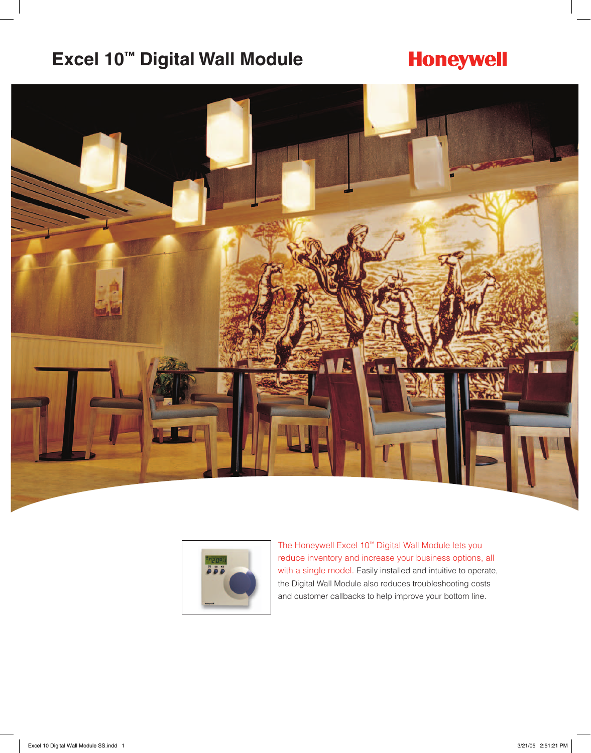# Excel 10™ Digital Wall Module

Honeywell

The Honeywell Excel 10™ Digital Wall Module lets you reduce inventory and increase your business options, all with a single model. Easily installed and intuitive to operate, the Digital Wall Module also reduces troubleshooting costs and customer callbacks to help improve your bottom line.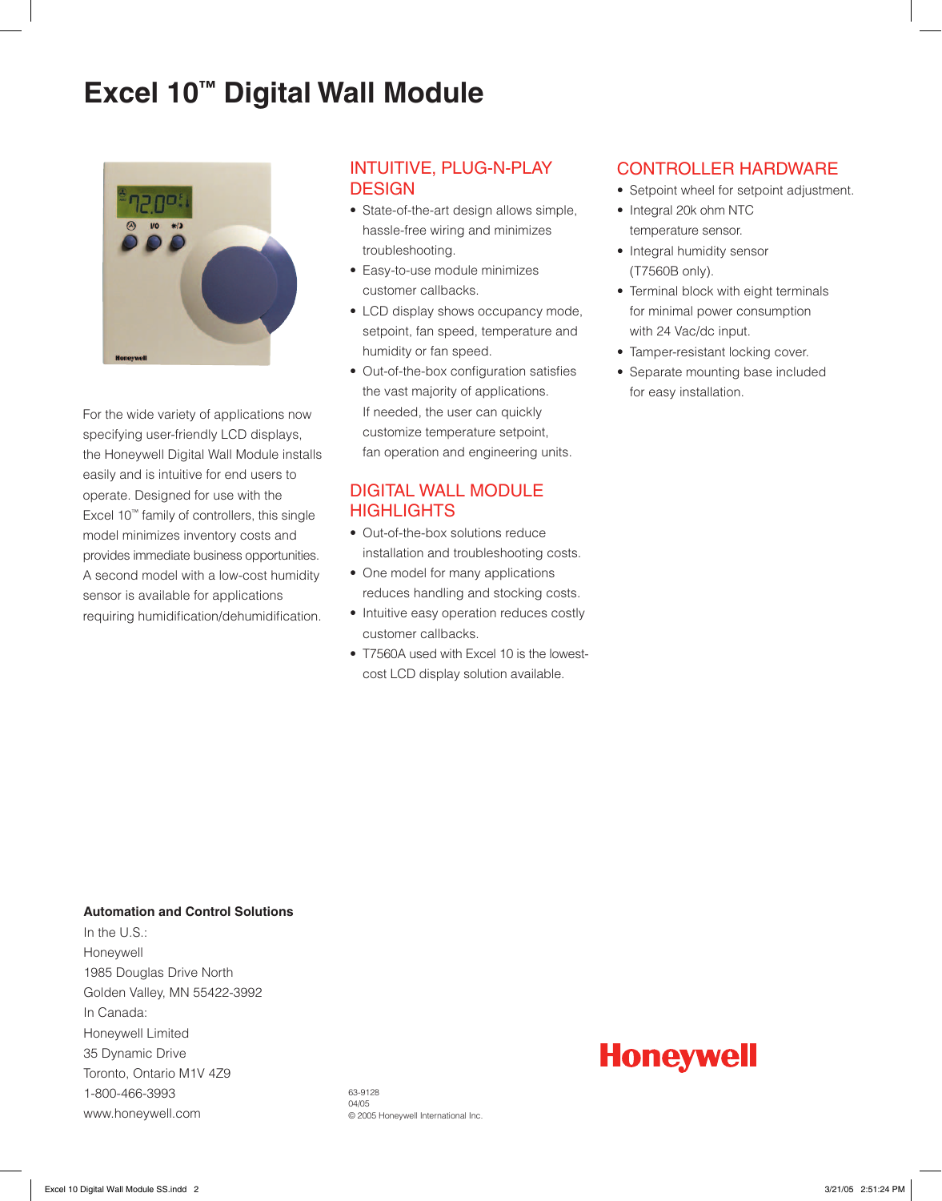# Excel 10™ Digital Wall Module

For the wide variety of applications now specifying user-friendly LCD displays, the Honeywell Digital Wall Module installs easily and is intuitive for end users to operate. Designed for use with the Excel 10™ family of controllers, this single model minimizes inventory costs and provides immediate business opportunities. A second model with a low-cost humidity sensor is available for applications requiring humidification/dehumidification.

## INTUITIVE, PLUG-N-PLAY DESIGN

- State-of-the-art design allows simple, hassle-free wiring and minimizes troubleshooting.
- Easy-to-use module minimizes customer callbacks.
- LCD display shows occupancy mode, setpoint, fan speed, temperature and humidity or fan speed.
- Out-of-the-box configuration satisfies the vast majority of applications. If needed, the user can quickly customize temperature setpoint, fan operation and engineering units.

## DIGITAL WALL MODULE HIGHLIGHTS

- Out-of-the-box solutions reduce installation and troubleshooting costs.
- One model for many applications reduces handling and stocking costs.
- Intuitive easy operation reduces costly customer callbacks.
- T7560A used with Excel 10 is the lowest-cost LCD display solution available.

## CONTROLLER HARDWARE

- Setpoint wheel for setpoint adjustment.
- Integral 20k ohm NTC temperature sensor.
- Integral humidity sensor (T7560B only).
- Terminal block with eight terminals for minimal power consumption with 24 Vac/dc input.
- Tamper-resistant locking cover.
- Separate mounting base included for easy installation.

**Automation and Control Solutions**

In the U.S.:
Honeywell
1985 Douglas Drive North
Golden Valley, MN 55422-3992

In Canada:
Honeywell Limited
35 Dynamic Drive
Toronto, Ontario M1V 4Z9
1-800-466-3993
www.honeywell.com

63-9128
04/05
© 2005 Honeywell International Inc.

Honeywell